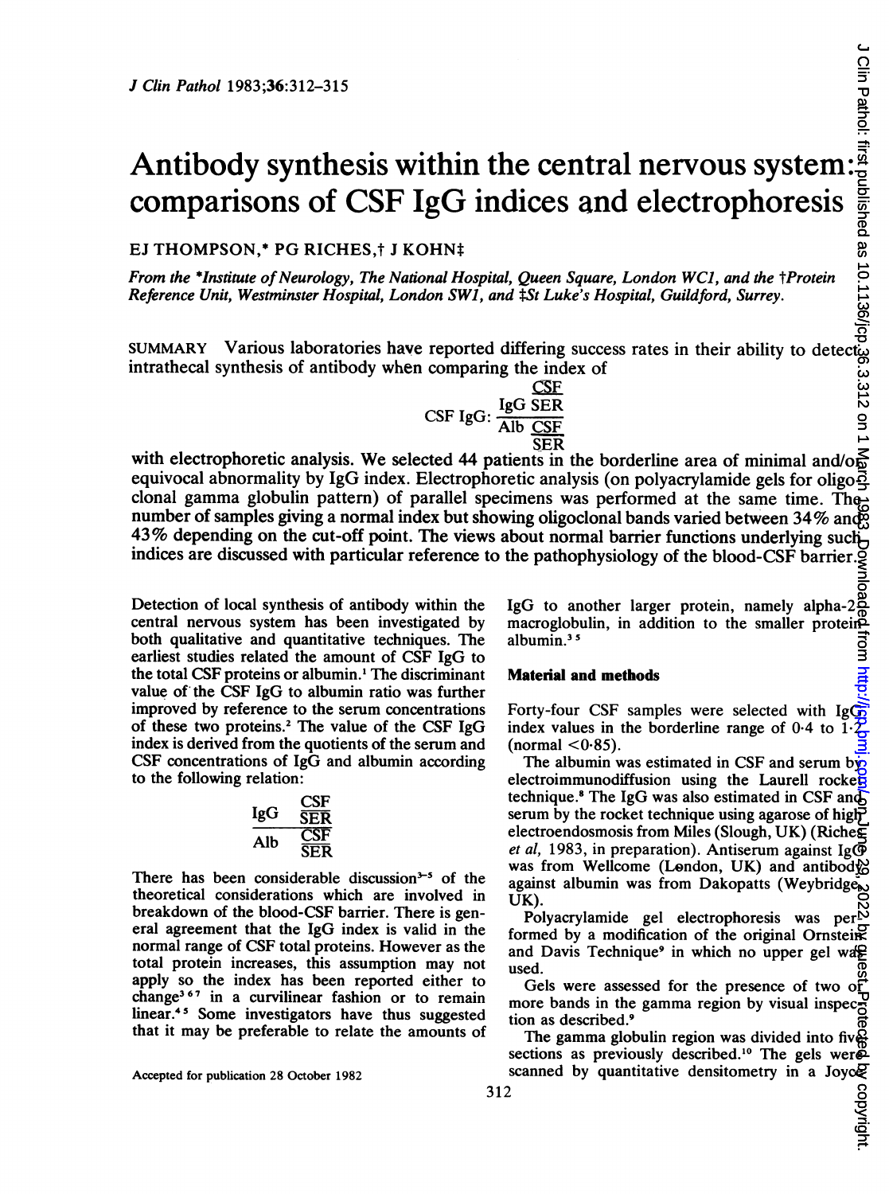# Antibody synthesis within the central nervous system: comparisons of CSF IgG indices and electrophoresis

EJ THOMPSON,* PG RICHES,† J KOHN‡

*From the \*Institute of Neurology, The National Hospital, Queen Square, London WC1, and the †Protein Reference Unit, Westminster Hospital, London SW1, and ‡St Luke's Hospital, Guildford, Surrey.*

SUMMARY Various laboratories have reported differing success rates in their ability to detect intrathecal synthesis of antibody when comparing the index of

$$\text{CSF IgG:} \frac{\text{IgG} \frac{\text{CSF}}{\text{SER}}}{\text{Alb} \frac{\text{CSF}}{\text{SER}}}$$

with electrophoretic analysis. We selected 44 patients in the borderline area of minimal and/or equivocal abnormality by IgG index. Electrophoretic analysis (on polyacrylamide gels for oligoclonal gamma globulin pattern) of parallel specimens was performed at the same time. The number of samples giving a normal index but showing oligoclonal bands varied between 34% and 43% depending on the cut-off point. The views about normal barrier functions underlying such indices are discussed with particular reference to the pathophysiology of the blood-CSF barrier.

Detection of local synthesis of antibody within the central nervous system has been investigated by both qualitative and quantitative techniques. The earliest studies related the amount of CSF IgG to the total CSF proteins or albumin.[1] The discriminant value of the CSF IgG to albumin ratio was further improved by reference to the serum concentrations of these two proteins.[2] The value of the CSF IgG index is derived from the quotients of the serum and CSF concentrations of IgG and albumin according to the following relation:

$$\frac{\text{IgG} \frac{\text{CSF}}{\text{SER}}}{\text{Alb} \frac{\text{CSF}}{\text{SER}}}$$

There has been considerable discussion[3-5] of the theoretical considerations which are involved in breakdown of the blood-CSF barrier. There is general agreement that the IgG index is valid in the normal range of CSF total proteins. However as the total protein increases, this assumption may not apply so the index has been reported either to change[3,6,7] in a curvilinear fashion or to remain linear.[4,5] Some investigators have thus suggested that it may be preferable to relate the amounts of IgG to another larger protein, namely alpha-2-macroglobulin, in addition to the smaller protein albumin.[3,5]

## Material and methods

Forty-four CSF samples were selected with IgG index values in the borderline range of 0·4 to 1·2 (normal <0·85).

The albumin was estimated in CSF and serum by electroimmunodiffusion using the Laurell rocket technique.[8] The IgG was also estimated in CSF and serum by the rocket technique using agarose of high electroendosmosis from Miles (Slough, UK) (Riches *et al*, 1983, in preparation). Antiserum against IgG was from Wellcome (London, UK) and antibody against albumin was from Dakopatts (Weybridge, UK).

Polyacrylamide gel electrophoresis was performed by a modification of the original Ornstein and Davis Technique[9] in which no upper gel was used.

Gels were assessed for the presence of two or more bands in the gamma region by visual inspection as described.[9]

The gamma globulin region was divided into five sections as previously described.[10] The gels were scanned by quantitative densitometry in a Joyce

Accepted for publication 28 October 1982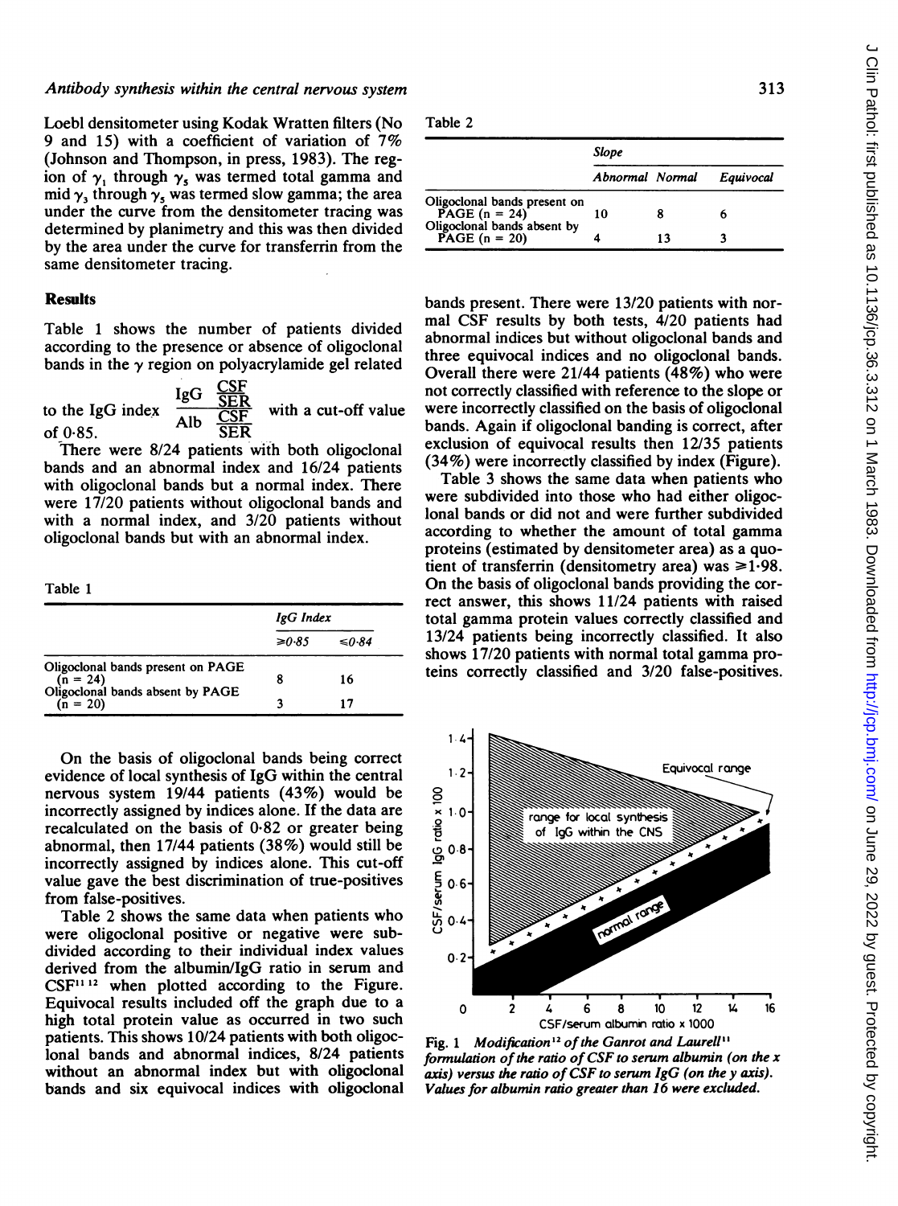Loebl densitometer using Kodak Wratten filters (No 9 and 15) with a coefficient of variation of 7% (Johnson and Thompson, in press, 1983). The region of $\gamma_1$ through $\gamma_5$ was termed total gamma and mid $\gamma_3$ through $\gamma_5$ was termed slow gamma; the area under the curve from the densitometer tracing was determined by planimetry and this was then divided by the area under the curve for transferrin from the same densitometer tracing.

## Results

Table 1 shows the number of patients divided according to the presence or absence of oligoclonal bands in the $\gamma$ region on polyacrylamide gel related to the IgG index $\dfrac{\text{IgG} \frac{\text{CSF}}{\text{SER}}}{\text{Alb} \frac{\text{CSF}}{\text{SER}}}$ with a cut-off value of 0·85.

There were 8/24 patients with both oligoclonal bands and an abnormal index and 16/24 patients with oligoclonal bands but a normal index. There were 17/20 patients without oligoclonal bands and with a normal index, and 3/20 patients without oligoclonal bands but with an abnormal index.

Table 1

| | IgG Index | |
|---|---|---|
| | ≥0·85 | ≤0·84 |
| Oligoclonal bands present on PAGE (n = 24) | 8 | 16 |
| Oligoclonal bands absent by PAGE (n = 20) | 3 | 17 |

On the basis of oligoclonal bands being correct evidence of local synthesis of IgG within the central nervous system 19/44 patients (43%) would be incorrectly assigned by indices alone. If the data are recalculated on the basis of 0·82 or greater being abnormal, then 17/44 patients (38%) would still be incorrectly assigned by indices alone. This cut-off value gave the best discrimination of true-positives from false-positives.

Table 2 shows the same data when patients who were oligoclonal positive or negative were subdivided according to their individual index values derived from the albumin/IgG ratio in serum and CSF[11 12] when plotted according to the Figure. Equivocal results included off the graph due to a high total protein value as occurred in two such patients. This shows 10/24 patients with both oligoclonal bands and abnormal indices, 8/24 patients without an abnormal index but with oligoclonal bands and six equivocal indices with oligoclonal bands present. There were 13/20 patients with normal CSF results by both tests, 4/20 patients had abnormal indices but without oligoclonal bands and three equivocal indices and no oligoclonal bands. Overall there were 21/44 patients (48%) who were not correctly classified with reference to the slope or were incorrectly classified on the basis of oligoclonal bands. Again if oligoclonal banding is correct, after exclusion of equivocal results then 12/35 patients (34%) were incorrectly classified by index (Figure).

Table 2

| | Slope | | |
|---|---|---|---|
| | Abnormal | Normal | Equivocal |
| Oligoclonal bands present on PAGE (n = 24) | 10 | 8 | 6 |
| Oligoclonal bands absent by PAGE (n = 20) | 4 | 13 | 3 |

Table 3 shows the same data when patients who were subdivided into those who had either oligoclonal bands or did not and were further subdivided according to whether the amount of total gamma proteins (estimated by densitometer area) as a quotient of transferrin (densitometry area) was ≥1·98. On the basis of oligoclonal bands providing the correct answer, this shows 11/24 patients with raised total gamma protein values correctly classified and 13/24 patients being incorrectly classified. It also shows 17/20 patients with normal total gamma proteins correctly classified and 3/20 false-positives.

*Fig. 1 Modification[12] of the Ganrot and Laurell[11] formulation of the ratio of CSF to serum albumin (on the x axis) versus the ratio of CSF to serum IgG (on the y axis). Values for albumin ratio greater than 16 were excluded.*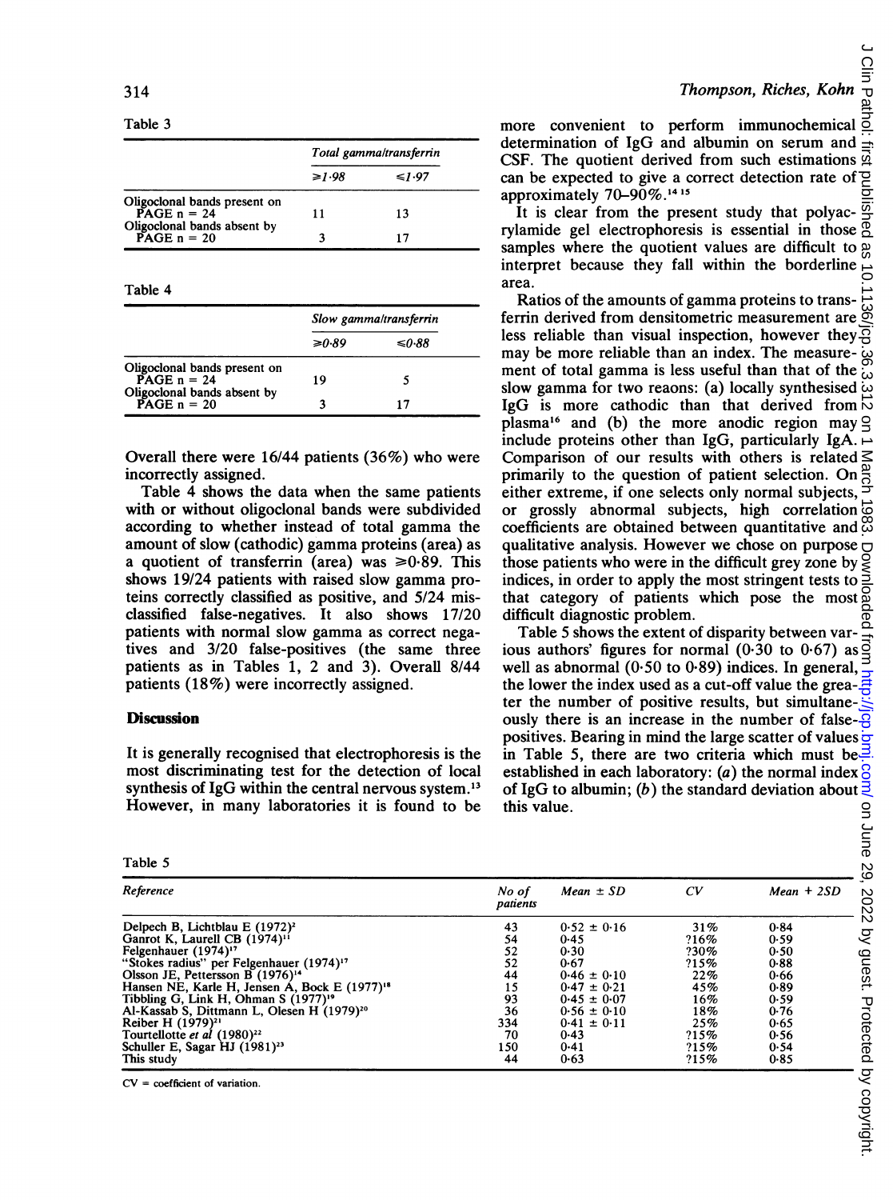Table 3

| | Total gamma/transferrin | |
|---|---|---|
| | $\geq 1{\cdot}98$ | $\leq 1{\cdot}97$ |
| Oligoclonal bands present on PAGE n = 24 | 11 | 13 |
| Oligoclonal bands absent by PAGE n = 20 | 3 | 17 |

Table 4

| | Slow gamma/transferrin | |
|---|---|---|
| | $\geq 0{\cdot}89$ | $\leq 0{\cdot}88$ |
| Oligoclonal bands present on PAGE n = 24 | 19 | 5 |
| Oligoclonal bands absent by PAGE n = 20 | 3 | 17 |

Overall there were 16/44 patients (36%) who were incorrectly assigned.

Table 4 shows the data when the same patients with or without oligoclonal bands were subdivided according to whether instead of total gamma the amount of slow (cathodic) gamma proteins (area) as a quotient of transferrin (area) was $\geq 0{\cdot}89$. This shows 19/24 patients with raised slow gamma proteins correctly classified as positive, and 5/24 misclassified false-negatives. It also shows 17/20 patients with normal slow gamma as correct negatives and 3/20 false-positives (the same three patients as in Tables 1, 2 and 3). Overall 8/44 patients (18%) were incorrectly assigned.

## Discussion

It is generally recognised that electrophoresis is the most discriminating test for the detection of local synthesis of IgG within the central nervous system.[13] However, in many laboratories it is found to be more convenient to perform immunochemical determination of IgG and albumin on serum and CSF. The quotient derived from such estimations can be expected to give a correct detection rate of approximately 70–90%.[14 15]

It is clear from the present study that polyacrylamide gel electrophoresis is essential in those samples where the quotient values are difficult to interpret because they fall within the borderline area.

Ratios of the amounts of gamma proteins to transferrin derived from densitometric measurement are less reliable than visual inspection, however they may be more reliable than an index. The measurement of total gamma is less useful than that of the slow gamma for two reasons: (a) locally synthesised IgG is more cathodic than that derived from plasma[16] and (b) the more anodic region may include proteins other than IgG, particularly IgA. Comparison of our results with others is related primarily to the question of patient selection. On either extreme, if one selects only normal subjects, or grossly abnormal subjects, high correlation coefficients are obtained between quantitative and qualitative analysis. However we chose on purpose those patients who were in the difficult grey zone by indices, in order to apply the most stringent tests to that category of patients which pose the most difficult diagnostic problem.

Table 5 shows the extent of disparity between various authors' figures for normal (0·30 to 0·67) as well as abnormal (0·50 to 0·89) indices. In general, the lower the index used as a cut-off value the greater the number of positive results, but simultaneously there is an increase in the number of false-positives. Bearing in mind the large scatter of values in Table 5, there are two criteria which must be established in each laboratory: (*a*) the normal index of IgG to albumin; (*b*) the standard deviation about this value.

Table 5

| Reference | No of patients | Mean ± SD | CV | Mean + 2SD |
|---|---|---|---|---|
| Delpech B, Lichtblau E (1972)[2] | 43 | 0·52 ± 0·16 | 31% | 0·84 |
| Ganrot K, Laurell CB (1974)[11] | 54 | 0·45 | ?16% | 0·59 |
| Felgenhauer (1974)[17] | 52 | 0·30 | ?30% | 0·50 |
| "Stokes radius" per Felgenhauer (1974)[17] | 52 | 0·67 | ?15% | 0·88 |
| Olsson JE, Pettersson B (1976)[14] | 44 | 0·46 ± 0·10 | 22% | 0·66 |
| Hansen NE, Karle H, Jensen A, Bock E (1977)[18] | 15 | 0·47 ± 0·21 | 45% | 0·89 |
| Tibbling G, Link H, Ohman S (1977)[19] | 93 | 0·45 ± 0·07 | 16% | 0·59 |
| Al-Kassab S, Dittmann L, Olesen H (1979)[20] | 36 | 0·56 ± 0·10 | 18% | 0·76 |
| Reiber H (1979)[21] | 334 | 0·41 ± 0·11 | 25% | 0·65 |
| Tourtellotte *et al* (1980)[22] | 70 | 0·43 | ?15% | 0·56 |
| Schuller E, Sagar HJ (1981)[23] | 150 | 0·41 | ?15% | 0·54 |
| This study | 44 | 0·63 | ?15% | 0·85 |

CV = coefficient of variation.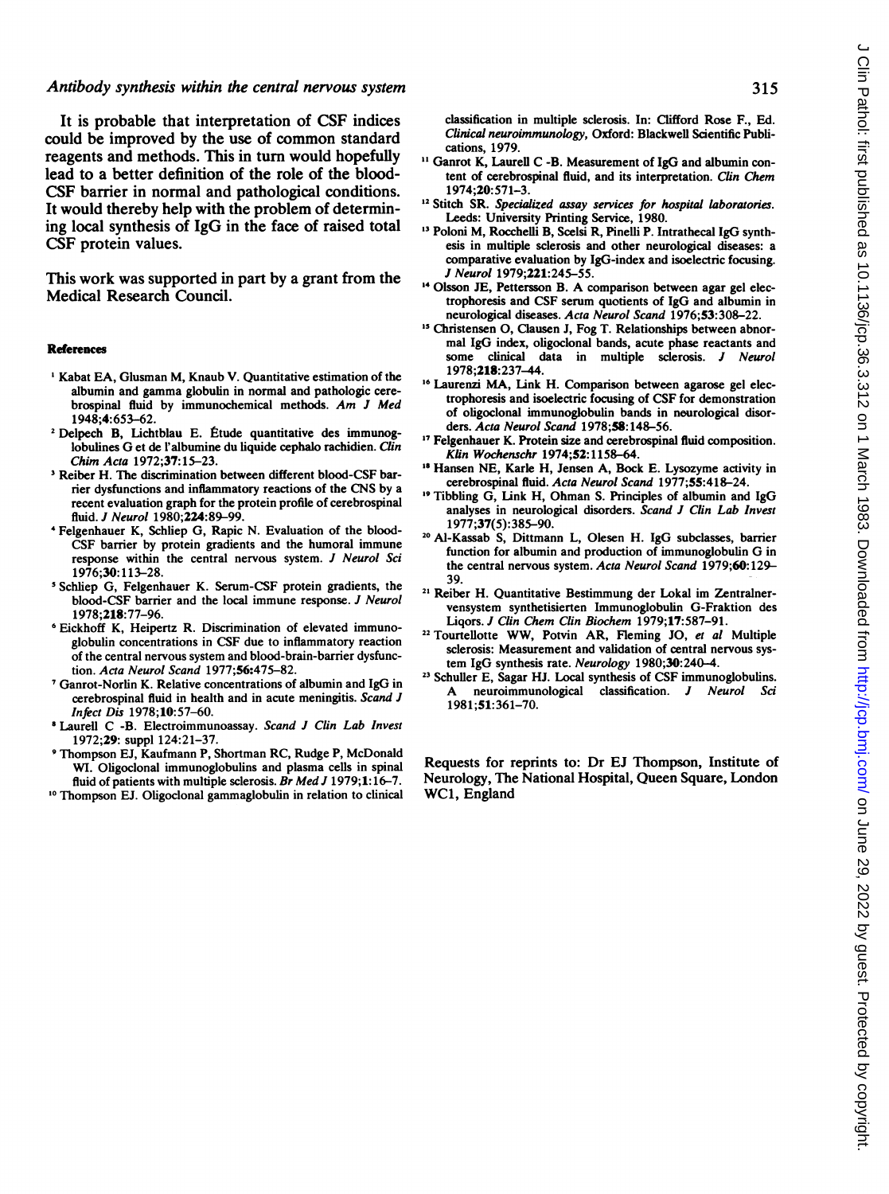It is probable that interpretation of CSF indices could be improved by the use of common standard reagents and methods. This in turn would hopefully lead to a better definition of the role of the blood-CSF barrier in normal and pathological conditions. It would thereby help with the problem of determining local synthesis of IgG in the face of raised total CSF protein values.

This work was supported in part by a grant from the Medical Research Council.

## References

1. Kabat EA, Glusman M, Knaub V. Quantitative estimation of the albumin and gamma globulin in normal and pathologic cerebrospinal fluid by immunochemical methods. *Am J Med* 1948;**4**:653–62.
2. Delpech B, Lichtblau E. Étude quantitative des immunoglobulines G et de l'albumine du liquide cephalo rachidien. *Clin Chim Acta* 1972;**37**:15–23.
3. Reiber H. The discrimination between different blood-CSF barrier dysfunctions and inflammatory reactions of the CNS by a recent evaluation graph for the protein profile of cerebrospinal fluid. *J Neurol* 1980;**224**:89–99.
4. Felgenhauer K, Schliep G, Rapic N. Evaluation of the blood-CSF barrier by protein gradients and the humoral immune response within the central nervous system. *J Neurol Sci* 1976;**30**:113–28.
5. Schliep G, Felgenhauer K. Serum-CSF protein gradients, the blood-CSF barrier and the local immune response. *J Neurol* 1978;**218**:77–96.
6. Eickhoff K, Heipertz R. Discrimination of elevated immunoglobulin concentrations in CSF due to inflammatory reaction of the central nervous system and blood-brain-barrier dysfunction. *Acta Neurol Scand* 1977;**56**:475–82.
7. Ganrot-Norlin K. Relative concentrations of albumin and IgG in cerebrospinal fluid in health and in acute meningitis. *Scand J Infect Dis* 1978;**10**:57–60.
8. Laurell C -B. Electroimmunoassay. *Scand J Clin Lab Invest* 1972;**29**: suppl 124:21–37.
9. Thompson EJ, Kaufmann P, Shortman RC, Rudge P, McDonald WI. Oligoclonal immunoglobulins and plasma cells in spinal fluid of patients with multiple sclerosis. *Br Med J* 1979;**1**:16–7.
10. Thompson EJ. Oligoclonal gammaglobulin in relation to clinical classification in multiple sclerosis. In: Clifford Rose F., Ed. *Clinical neuroimmunology*, Oxford: Blackwell Scientific Publications, 1979.
11. Ganrot K, Laurell C -B. Measurement of IgG and albumin content of cerebrospinal fluid, and its interpretation. *Clin Chem* 1974;**20**:571–3.
12. Stitch SR. *Specialized assay services for hospital laboratories.* Leeds: University Printing Service, 1980.
13. Poloni M, Rocchelli B, Scelsi R, Pinelli P. Intrathecal IgG synthesis in multiple sclerosis and other neurological diseases: a comparative evaluation by IgG-index and isoelectric focusing. *J Neurol* 1979;**221**:245–55.
14. Olsson JE, Pettersson B. A comparison between agar gel electrophoresis and CSF serum quotients of IgG and albumin in neurological diseases. *Acta Neurol Scand* 1976;**53**:308–22.
15. Christensen O, Clausen J, Fog T. Relationships between abnormal IgG index, oligoclonal bands, acute phase reactants and some clinical data in multiple sclerosis. *J Neurol* 1978;**218**:237–44.
16. Laurenzi MA, Link H. Comparison between agarose gel electrophoresis and isoelectric focusing of CSF for demonstration of oligoclonal immunoglobulin bands in neurological disorders. *Acta Neurol Scand* 1978;**58**:148–56.
17. Felgenhauer K. Protein size and cerebrospinal fluid composition. *Klin Wochenschr* 1974;**52**:1158–64.
18. Hansen NE, Karle H, Jensen A, Bock E. Lysozyme activity in cerebrospinal fluid. *Acta Neurol Scand* 1977;**55**:418–24.
19. Tibbling G, Link H, Ohman S. Principles of albumin and IgG analyses in neurological disorders. *Scand J Clin Lab Invest* 1977;**37**(5):385–90.
20. Al-Kassab S, Dittmann L, Olesen H. IgG subclasses, barrier function for albumin and production of immunoglobulin G in the central nervous system. *Acta Neurol Scand* 1979;**60**:129–39.
21. Reiber H. Quantitative Bestimmung der Lokal im Zentralnervensystem synthetisierten Immunoglobulin G-Fraktion des Liqors. *J Clin Chem Clin Biochem* 1979;**17**:587–91.
22. Tourtellotte WW, Potvin AR, Fleming JO, *et al* Multiple sclerosis: Measurement and validation of central nervous system IgG synthesis rate. *Neurology* 1980;**30**:240–4.
23. Schuller E, Sagar HJ. Local synthesis of CSF immunoglobulins. A neuroimmunological classification. *J Neurol Sci* 1981;**51**:361–70.

Requests for reprints to: Dr EJ Thompson, Institute of Neurology, The National Hospital, Queen Square, London WC1, England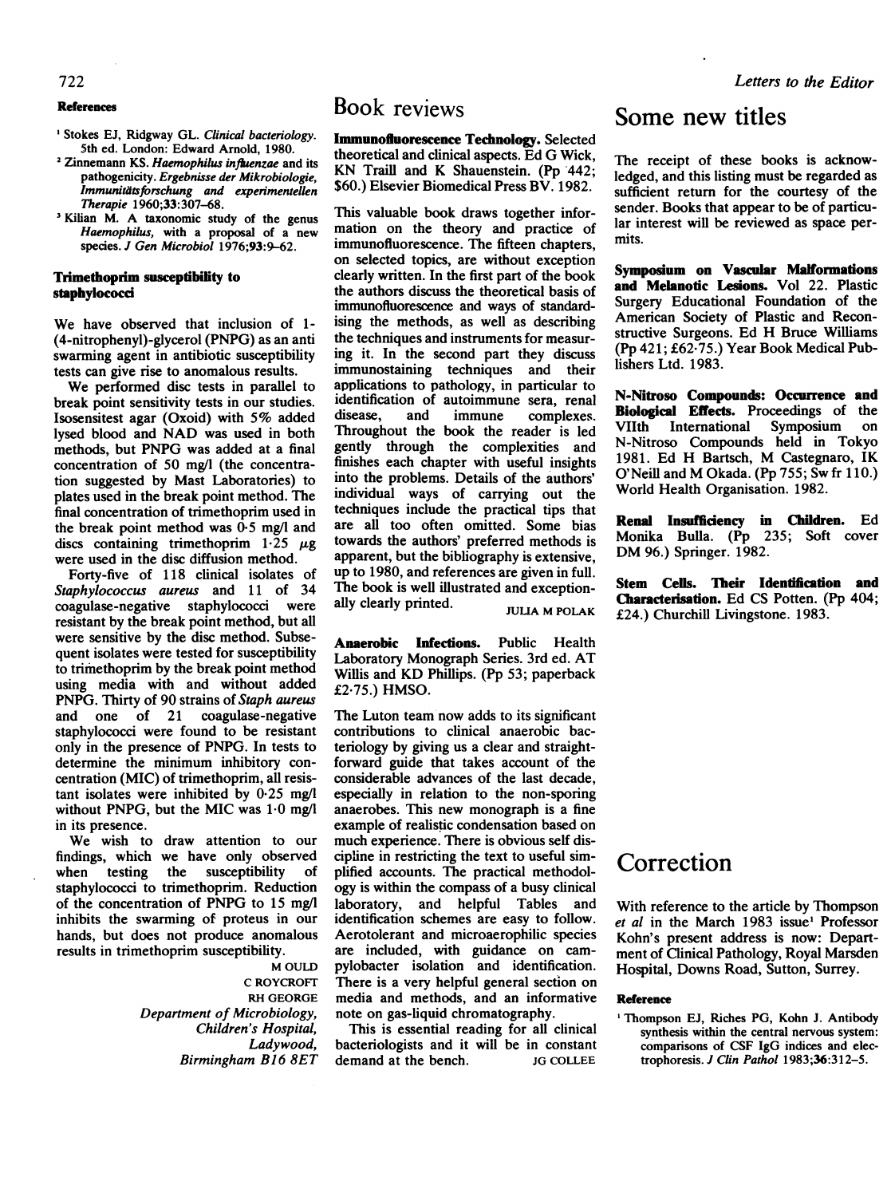## References

[1] Stokes EJ, Ridgway GL. *Clinical bacteriology.* 5th ed. London: Edward Arnold, 1980.

[2] Zinnemann KS. *Haemophilus influenzae* and its pathogenicity. *Ergebnisse der Mikrobiologie, Immunitätsforschung and experimentellen Therapie* 1960;**33**:307–68.

[3] Kilian M. A taxonomic study of the genus *Haemophilus*, with a proposal of a new species. *J Gen Microbiol* 1976;**93**:9–62.

### Trimethoprim susceptibility to staphylococci

We have observed that inclusion of 1-(4-nitrophenyl)-glycerol (PNPG) as an anti swarming agent in antibiotic susceptibility tests can give rise to anomalous results.

We performed disc tests in parallel to break point sensitivity tests in our studies. Isosensitest agar (Oxoid) with 5% added lysed blood and NAD was used in both methods, but PNPG was added at a final concentration of 50 mg/l (the concentration suggested by Mast Laboratories) to plates used in the break point method. The final concentration of trimethoprim used in the break point method was 0·5 mg/l and discs containing trimethoprim 1·25 μg were used in the disc diffusion method.

Forty-five of 118 clinical isolates of *Staphylococcus aureus* and 11 of 34 coagulase-negative staphylococci were resistant by the break point method, but all were sensitive by the disc method. Subsequent isolates were tested for susceptibility to trimethoprim by the break point method using media with and without added PNPG. Thirty of 90 strains of *Staph aureus* and one of 21 coagulase-negative staphylococci were found to be resistant only in the presence of PNPG. In tests to determine the minimum inhibitory concentration (MIC) of trimethoprim, all resistant isolates were inhibited by 0·25 mg/l without PNPG, but the MIC was 1·0 mg/l in its presence.

We wish to draw attention to our findings, which we have only observed when testing the susceptibility of staphylococci to trimethoprim. Reduction of the concentration of PNPG to 15 mg/l inhibits the swarming of proteus in our hands, but does not produce anomalous results in trimethoprim susceptibility.

M OULD
C ROYCROFT
RH GEORGE
*Department of Microbiology,*
*Children's Hospital,*
*Ladywood,*
*Birmingham B16 8ET*

# Book reviews

**Immunofluorescence Technology.** Selected theoretical and clinical aspects. Ed G Wick, KN Traill and K Shauenstein. (Pp 442; $60.) Elsevier Biomedical Press BV. 1982.

This valuable book draws together information on the theory and practice of immunofluorescence. The fifteen chapters, on selected topics, are without exception clearly written. In the first part of the book the authors discuss the theoretical basis of immunofluorescence and ways of standardising the methods, as well as describing the techniques and instruments for measuring it. In the second part they discuss immunostaining techniques and their applications to pathology, in particular to identification of autoimmune sera, renal disease, and immune complexes. Throughout the book the reader is led gently through the complexities and finishes each chapter with useful insights into the problems. Details of the authors' individual ways of carrying out the techniques include the practical tips that are all too often omitted. Some bias towards the authors' preferred methods is apparent, but the bibliography is extensive, up to 1980, and references are given in full. The book is well illustrated and exceptionally clearly printed.

JULIA M POLAK

**Anaerobic Infections.** Public Health Laboratory Monograph Series. 3rd ed. AT Willis and KD Phillips. (Pp 53; paperback £2·75.) HMSO.

The Luton team now adds to its significant contributions to clinical anaerobic bacteriology by giving us a clear and straightforward guide that takes account of the considerable advances of the last decade, especially in relation to the non-sporing anaerobes. This new monograph is a fine example of realistic condensation based on much experience. There is obvious self discipline in restricting the text to useful simplified accounts. The practical methodology is within the compass of a busy clinical laboratory, and helpful Tables and identification schemes are easy to follow. Aerotolerant and microaerophilic species are included, with guidance on campylobacter isolation and identification. There is a very helpful general section on media and methods, and an informative note on gas-liquid chromatography.

This is essential reading for all clinical bacteriologists and it will be in constant demand at the bench.

JG COLLEE

# Some new titles

The receipt of these books is acknowledged, and this listing must be regarded as sufficient return for the courtesy of the sender. Books that appear to be of particular interest will be reviewed as space permits.

**Symposium on Vascular Malformations and Melanotic Lesions.** Vol 22. Plastic Surgery Educational Foundation of the American Society of Plastic and Reconstructive Surgeons. Ed H Bruce Williams (Pp 421; £62·75.) Year Book Medical Publishers Ltd. 1983.

**N-Nitroso Compounds: Occurrence and Biological Effects.** Proceedings of the VIIth International Symposium on N-Nitroso Compounds held in Tokyo 1981. Ed H Bartsch, M Castegnaro, IK O'Neill and M Okada. (Pp 755; Sw fr 110.) World Health Organisation. 1982.

**Renal Insufficiency in Children.** Ed Monika Bulla. (Pp 235; Soft cover DM 96.) Springer. 1982.

**Stem Cells. Their Identification and Characterisation.** Ed CS Potten. (Pp 404; £24.) Churchill Livingstone. 1983.

# Correction

With reference to the article by Thompson *et al* in the March 1983 issue[1] Professor Kohn's present address is now: Department of Clinical Pathology, Royal Marsden Hospital, Downs Road, Sutton, Surrey.

#### Reference

[1] Thompson EJ, Riches PG, Kohn J. Antibody synthesis within the central nervous system: comparisons of CSF IgG indices and electrophoresis. *J Clin Pathol* 1983;**36**:312–5.